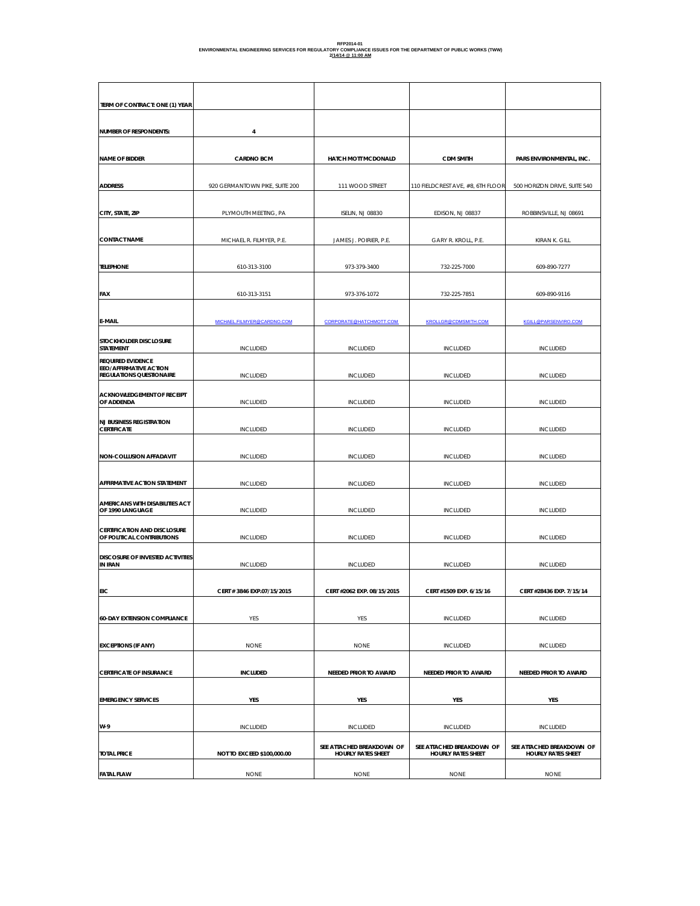**RFP2014-01**
**ENVIRONMENTAL ENGINEERING SERVICES FOR REGULATORY COMPLIANCE ISSUES FOR THE DEPARTMENT OF PUBLIC WORKS (TWW)**
**2/14/14 @ 11:00 AM**

| | | | | |
|---|---|---|---|---|
| **TERM OF CONTRACT: ONE (1) YEAR** | | | | |
| **NUMBER OF RESPONDENTS:** | **4** | | | |
| **NAME OF BIDDER** | **CARDNO BCM** | **HATCH MOTT MCDONALD** | **CDM SMITH** | **PARS ENVIRONMENTAL, INC.** |
| **ADDRESS** | 920 GERMANTOWN PIKE, SUITE 200 | 111 WOOD STREET | 110 FIELDCREST AVE, #8, 6TH FLOOR | 500 HORIZON DRIVE, SUITE 540 |
| **CITY, STATE, ZIP** | PLYMOUTH MEETING, PA | ISELIN, NJ 08830 | EDISON, NJ 08837 | ROBBINSVILLE, NJ 08691 |
| **CONTACT NAME** | MICHAEL R. FILMYER, P.E. | JAMES J. POIRIER, P.E. | GARY R. KROLL, P.E. | KIRAN K. GILL |
| **TELEPHONE** | 610-313-3100 | 973-379-3400 | 732-225-7000 | 609-890-7277 |
| **FAX** | 610-313-3151 | 973-376-1072 | 732-225-7851 | 609-890-9116 |
| **E-MAIL** | MICHAEL.FILMYER@CARDNO.COM | CORPORATE@HATCHMOTT.COM | KROLLGR@CDMSMITH.COM | KGILL@PARSENVIRO.COM |
| **STOCKHOLDER DISCLOSURE STATEMENT** | INCLUDED | INCLUDED | INCLUDED | INCLUDED |
| **REQUIRED EVIDENCE EEO/AFFIRMATIVE ACTION REGULATIONS QUESTIONAIRE** | INCLUDED | INCLUDED | INCLUDED | INCLUDED |
| **ACKNOWLEDGEMENT OF RECEIPT OF ADDENDA** | INCLUDED | INCLUDED | INCLUDED | INCLUDED |
| **NJ BUSINESS REGISTRATION CERTIFICATE** | INCLUDED | INCLUDED | INCLUDED | INCLUDED |
| **NON-COLLUSION AFFADAVIT** | INCLUDED | INCLUDED | INCLUDED | INCLUDED |
| **AFFIRMATIVE ACTION STATEMENT** | INCLUDED | INCLUDED | INCLUDED | INCLUDED |
| **AMERICANS WITH DISABILITIES ACT OF 1990 LANGUAGE** | INCLUDED | INCLUDED | INCLUDED | INCLUDED |
| **CERTIFICATION AND DISCLOSURE OF POLITICAL CONTRIBUTIONS** | INCLUDED | INCLUDED | INCLUDED | INCLUDED |
| **DISCOSURE OF INVESTED ACTIVITIES IN IRAN** | INCLUDED | INCLUDED | INCLUDED | INCLUDED |
| **EIC** | **CERT # 3846 EXP.07/15/2015** | **CERT #2062 EXP. 08/15/2015** | **CERT #1509 EXP. 6/15/16** | **CERT #28436 EXP. 7/15/14** |
| **60-DAY EXTENSION COMPLIANCE** | YES | YES | INCLUDED | INCLUDED |
| **EXCEPTIONS (IF ANY)** | NONE | NONE | INCLUDED | INCLUDED |
| **CERTIFICATE OF INSURANCE** | **INCLUDED** | **NEEDED PRIOR TO AWARD** | **NEEDED PRIOR TO AWARD** | **NEEDED PRIOR TO AWARD** |
| **EMERGENCY SERVICES** | **YES** | **YES** | **YES** | **YES** |
| **W-9** | INCLUDED | INCLUDED | INCLUDED | INCLUDED |
| **TOTAL PRICE** | **NOT TO EXCEED $100,000.00** | **SEE ATTACHED BREAKDOWN OF HOURLY RATES SHEET** | **SEE ATTACHED BREAKDOWN OF HOURLY RATES SHEET** | **SEE ATTACHED BREAKDOWN OF HOURLY RATES SHEET** |
| **FATAL FLAW** | NONE | NONE | NONE | NONE |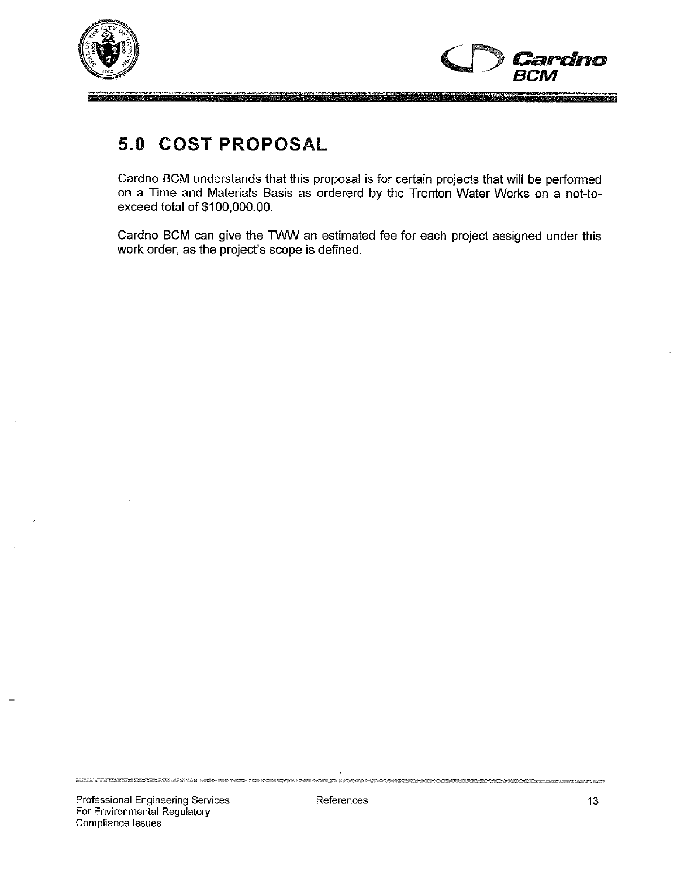## 5.0 COST PROPOSAL

Cardno BCM understands that this proposal is for certain projects that will be performed on a Time and Materials Basis as ordererd by the Trenton Water Works on a not-to-exceed total of $100,000.00.

Cardno BCM can give the TWW an estimated fee for each project assigned under this work order, as the project's scope is defined.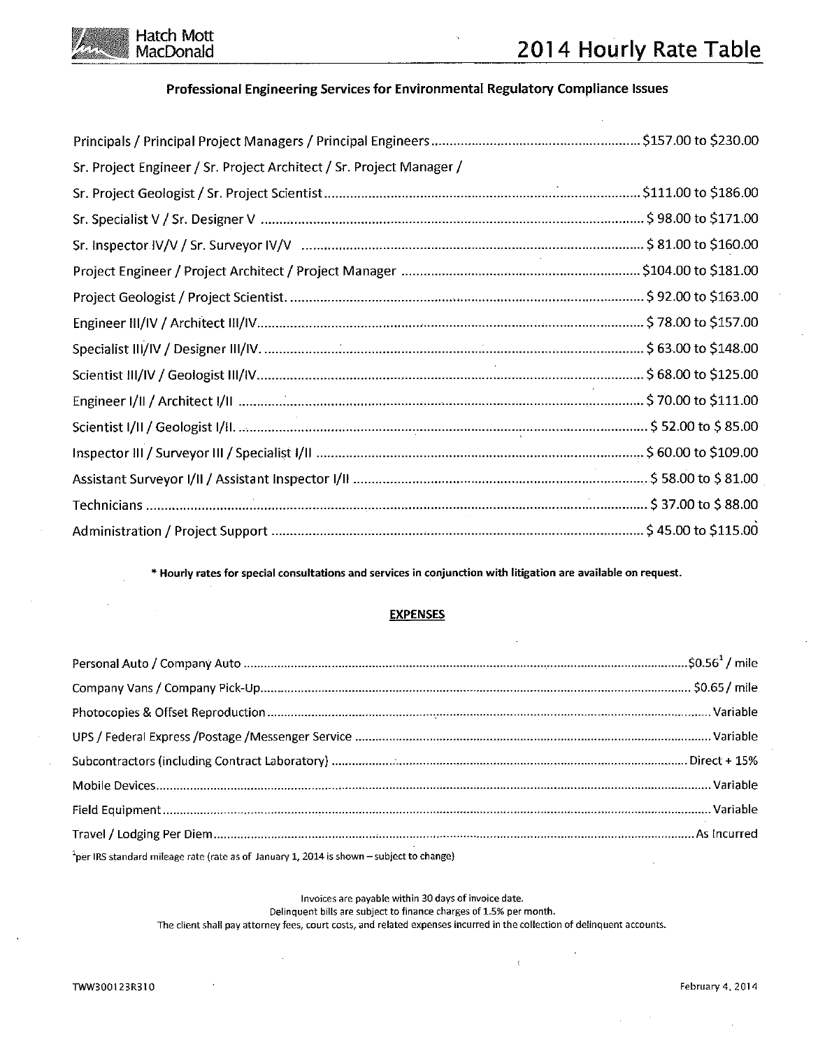Hatch Mott MacDonald

# 2014 Hourly Rate Table

**Professional Engineering Services for Environmental Regulatory Compliance Issues**

| Position | Hourly Rate |
| --- | --- |
| Principals / Principal Project Managers / Principal Engineers | $157.00 to $230.00 |
| Sr. Project Engineer / Sr. Project Architect / Sr. Project Manager / Sr. Project Geologist / Sr. Project Scientist | $111.00 to $186.00 |
| Sr. Specialist V / Sr. Designer V | $ 98.00 to $171.00 |
| Sr. Inspector IV/V / Sr. Surveyor IV/V | $ 81.00 to $160.00 |
| Project Engineer / Project Architect / Project Manager | $104.00 to $181.00 |
| Project Geologist / Project Scientist. | $ 92.00 to $163.00 |
| Engineer III/IV / Architect III/IV | $ 78.00 to $157.00 |
| Specialist III/IV / Designer III/IV. | $ 63.00 to $148.00 |
| Scientist III/IV / Geologist III/IV | $ 68.00 to $125.00 |
| Engineer I/II / Architect I/II | $ 70.00 to $111.00 |
| Scientist I/II / Geologist I/II. | $ 52.00 to $ 85.00 |
| Inspector III / Surveyor III / Specialist I/II | $ 60.00 to $109.00 |
| Assistant Surveyor I/II / Assistant Inspector I/II | $ 58.00 to $ 81.00 |
| Technicians | $ 37.00 to $ 88.00 |
| Administration / Project Support | $ 45.00 to $115.00 |

**\* Hourly rates for special consultations and services in conjunction with litigation are available on request.**

## EXPENSES

| Expense | Rate |
| --- | --- |
| Personal Auto / Company Auto | $0.56[1] / mile |
| Company Vans / Company Pick-Up | $0.65 / mile |
| Photocopies & Offset Reproduction | Variable |
| UPS / Federal Express /Postage /Messenger Service | Variable |
| Subcontractors (including Contract Laboratory) | Direct + 15% |
| Mobile Devices | Variable |
| Field Equipment | Variable |
| Travel / Lodging Per Diem | As Incurred |

[1]per IRS standard mileage rate (rate as of January 1, 2014 is shown – subject to change)

Invoices are payable within 30 days of invoice date.
Delinquent bills are subject to finance charges of 1.5% per month.
The client shall pay attorney fees, court costs, and related expenses incurred in the collection of delinquent accounts.

TWW300123R310

February 4, 2014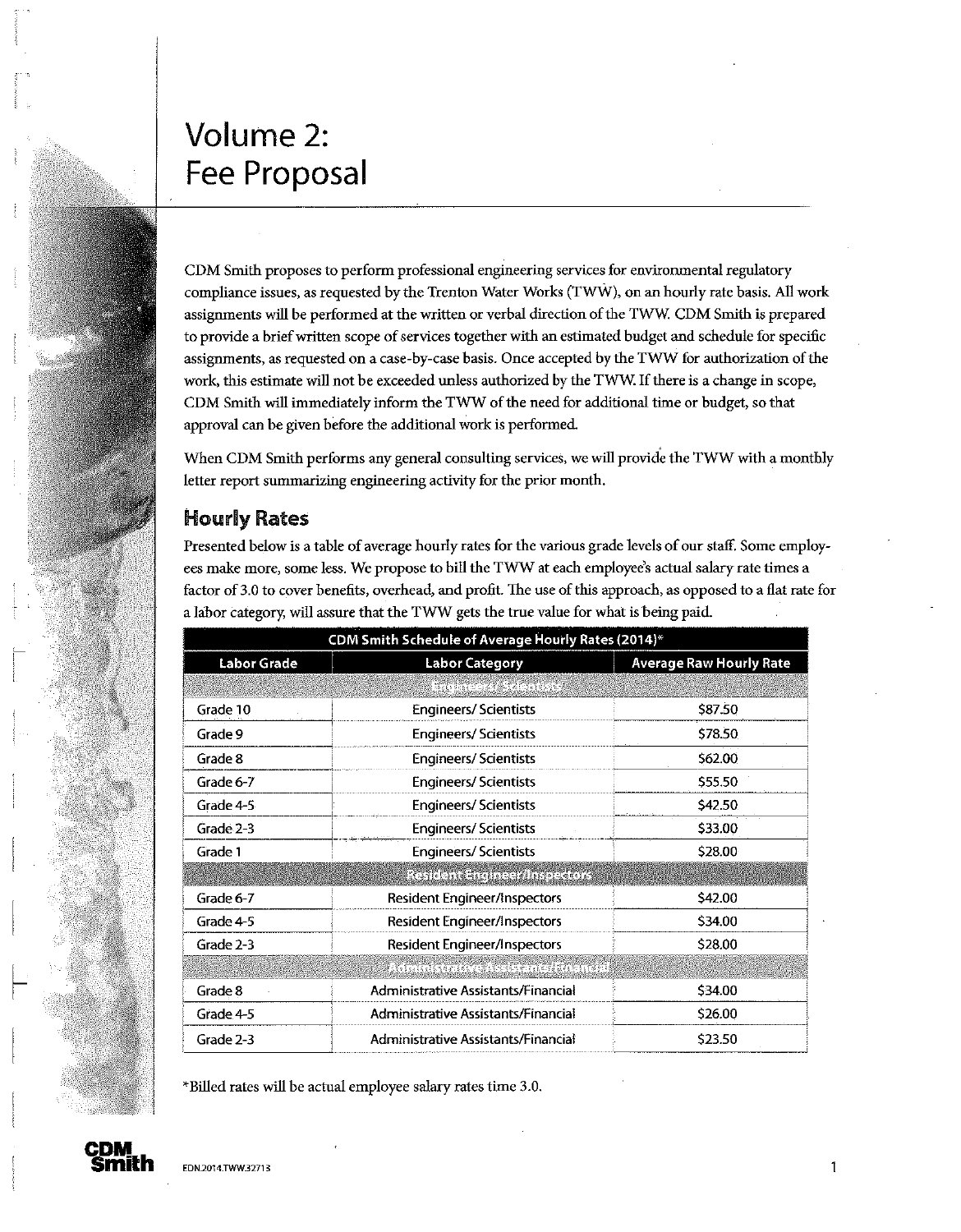# Volume 2: Fee Proposal

CDM Smith proposes to perform professional engineering services for environmental regulatory compliance issues, as requested by the Trenton Water Works (TWW), on an hourly rate basis. All work assignments will be performed at the written or verbal direction of the TWW. CDM Smith is prepared to provide a brief written scope of services together with an estimated budget and schedule for specific assignments, as requested on a case-by-case basis. Once accepted by the TWW for authorization of the work, this estimate will not be exceeded unless authorized by the TWW. If there is a change in scope, CDM Smith will immediately inform the TWW of the need for additional time or budget, so that approval can be given before the additional work is performed.

When CDM Smith performs any general consulting services, we will provide the TWW with a monthly letter report summarizing engineering activity for the prior month.

## Hourly Rates

Presented below is a table of average hourly rates for the various grade levels of our staff. Some employees make more, some less. We propose to bill the TWW at each employee's actual salary rate times a factor of 3.0 to cover benefits, overhead, and profit. The use of this approach, as opposed to a flat rate for a labor category, will assure that the TWW gets the true value for what is being paid.

**CDM Smith Schedule of Average Hourly Rates (2014)***

| Labor Grade | Labor Category | Average Raw Hourly Rate |
|---|---|---|
| | **Engineers/ Scientists** | |
| Grade 10 | Engineers/ Scientists | $87.50 |
| Grade 9 | Engineers/ Scientists | $78.50 |
| Grade 8 | Engineers/ Scientists | $62.00 |
| Grade 6-7 | Engineers/ Scientists | $55.50 |
| Grade 4-5 | Engineers/ Scientists | $42.50 |
| Grade 2-3 | Engineers/ Scientists | $33.00 |
| Grade 1 | Engineers/ Scientists | $28.00 |
| | **Resident Engineer/Inspectors** | |
| Grade 6-7 | Resident Engineer/Inspectors | $42.00 |
| Grade 4-5 | Resident Engineer/Inspectors | $34.00 |
| Grade 2-3 | Resident Engineer/Inspectors | $28.00 |
| | **Administrative Assistants/Financial** | |
| Grade 8 | Administrative Assistants/Financial | $34.00 |
| Grade 4-5 | Administrative Assistants/Financial | $26.00 |
| Grade 2-3 | Administrative Assistants/Financial | $23.50 |

*Billed rates will be actual employee salary rates time 3.0.

EDN.2014.TWW.32713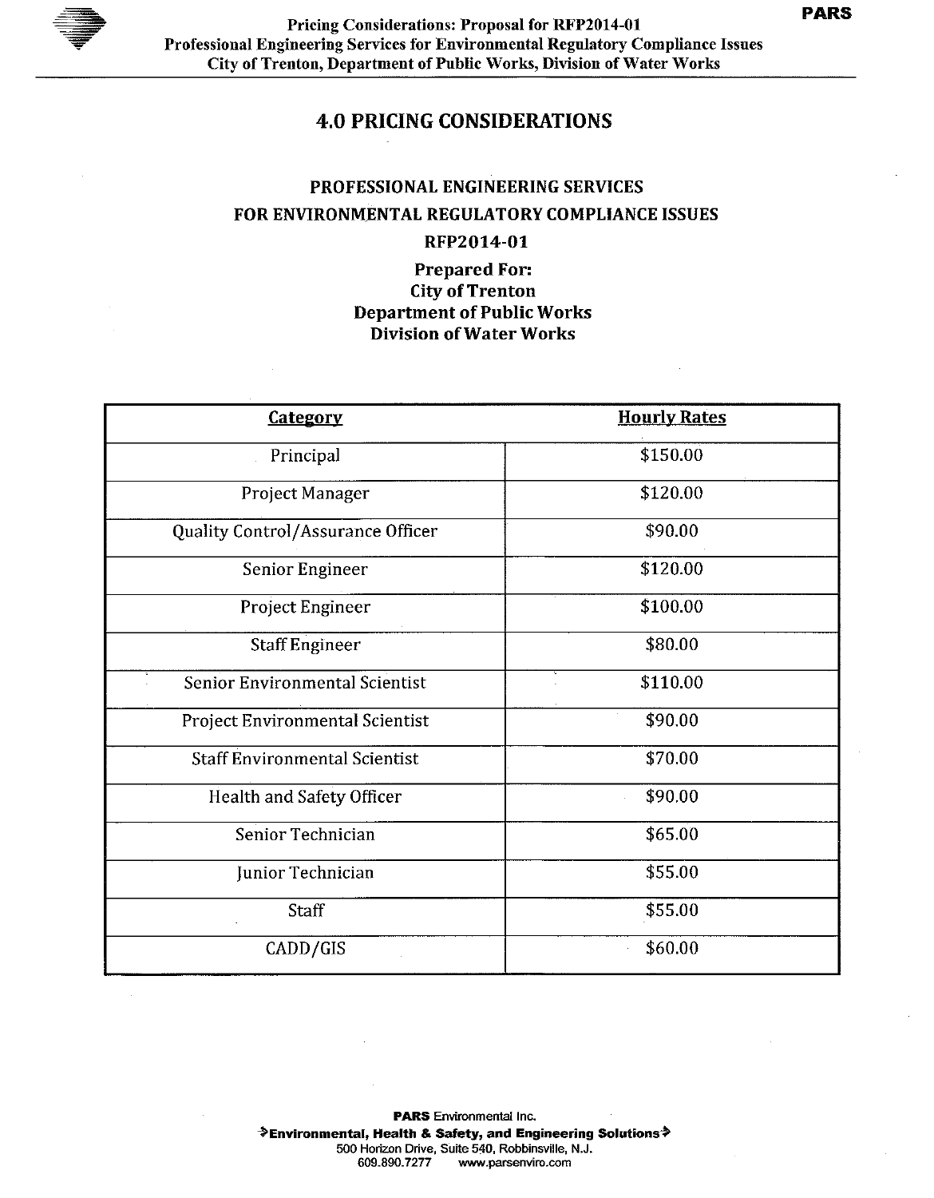# 4.0 PRICING CONSIDERATIONS

**PROFESSIONAL ENGINEERING SERVICES**
**FOR ENVIRONMENTAL REGULATORY COMPLIANCE ISSUES**
**RFP2014-01**

**Prepared For:**
**City of Trenton**
**Department of Public Works**
**Division of Water Works**

| Category | Hourly Rates |
|---|---|
| Principal | $150.00 |
| Project Manager | $120.00 |
| Quality Control/Assurance Officer | $90.00 |
| Senior Engineer | $120.00 |
| Project Engineer | $100.00 |
| Staff Engineer | $80.00 |
| Senior Environmental Scientist | $110.00 |
| Project Environmental Scientist | $90.00 |
| Staff Environmental Scientist | $70.00 |
| Health and Safety Officer | $90.00 |
| Senior Technician | $65.00 |
| Junior Technician | $55.00 |
| Staff | $55.00 |
| CADD/GIS | $60.00 |